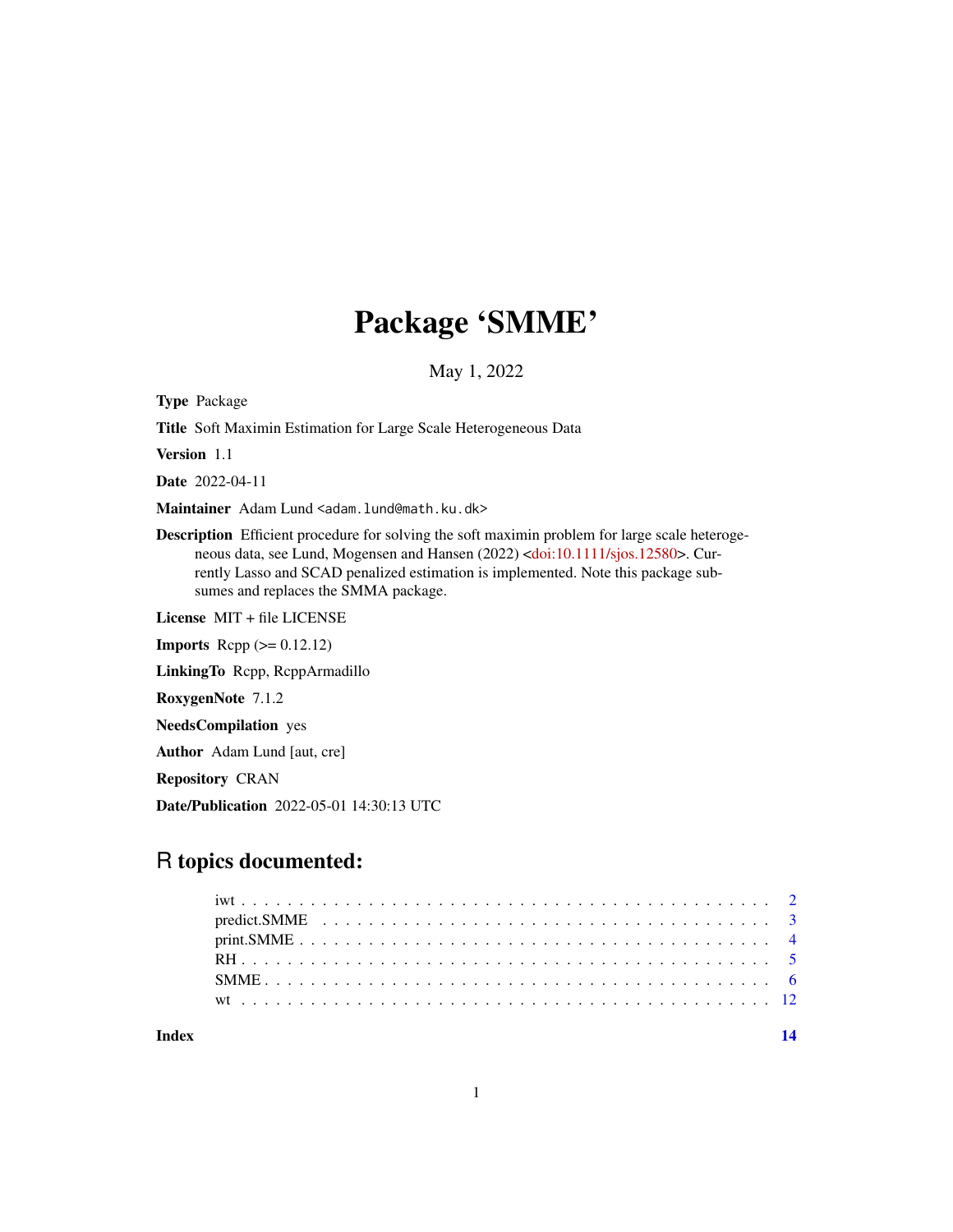# Package 'SMME'

May 1, 2022

**Type** Package

**Title** Soft Maximin Estimation for Large Scale Heterogeneous Data

**Version** 1.1

**Date** 2022-04-11

**Maintainer** Adam Lund <adam.lund@math.ku.dk>

**Description** Efficient procedure for solving the soft maximin problem for large scale heterogeneous data, see Lund, Mogensen and Hansen (2022) <doi:10.1111/sjos.12580>. Currently Lasso and SCAD penalized estimation is implemented. Note this package subsumes and replaces the SMMA package.

**License** MIT + file LICENSE

**Imports** Rcpp (>= 0.12.12)

**LinkingTo** Rcpp, RcppArmadillo

**RoxygenNote** 7.1.2

**NeedsCompilation** yes

**Author** Adam Lund [aut, cre]

**Repository** CRAN

**Date/Publication** 2022-05-01 14:30:13 UTC

## R topics documented:

| | |
|---|---|
| iwt | 2 |
| predict.SMME | 3 |
| print.SMME | 4 |
| RH | 5 |
| SMME | 6 |
| wt | 12 |
| **Index** | **14** |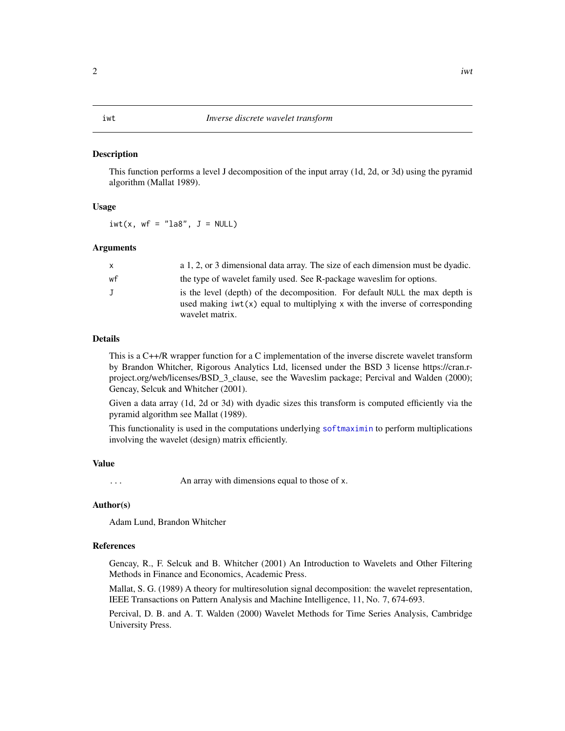# iwt — *Inverse discrete wavelet transform*

## Description

This function performs a level J decomposition of the input array (1d, 2d, or 3d) using the pyramid algorithm (Mallat 1989).

## Usage

```
iwt(x, wf = "la8", J = NULL)
```

## Arguments

| | |
|---|---|
| x | a 1, 2, or 3 dimensional data array. The size of each dimension must be dyadic. |
| wf | the type of wavelet family used. See R-package waveslim for options. |
| J | is the level (depth) of the decomposition. For default NULL the max depth is used making iwt(x) equal to multiplying x with the inverse of corresponding wavelet matrix. |

## Details

This is a C++/R wrapper function for a C implementation of the inverse discrete wavelet transform by Brandon Whitcher, Rigorous Analytics Ltd, licensed under the BSD 3 license https://cran.r-project.org/web/licenses/BSD_3_clause, see the Waveslim package; Percival and Walden (2000); Gencay, Selcuk and Whitcher (2001).

Given a data array (1d, 2d or 3d) with dyadic sizes this transform is computed efficiently via the pyramid algorithm see Mallat (1989).

This functionality is used in the computations underlying softmaximin to perform multiplications involving the wavelet (design) matrix efficiently.

## Value

| | |
|---|---|
| ... | An array with dimensions equal to those of x. |

## Author(s)

Adam Lund, Brandon Whitcher

## References

Gencay, R., F. Selcuk and B. Whitcher (2001) An Introduction to Wavelets and Other Filtering Methods in Finance and Economics, Academic Press.

Mallat, S. G. (1989) A theory for multiresolution signal decomposition: the wavelet representation, IEEE Transactions on Pattern Analysis and Machine Intelligence, 11, No. 7, 674-693.

Percival, D. B. and A. T. Walden (2000) Wavelet Methods for Time Series Analysis, Cambridge University Press.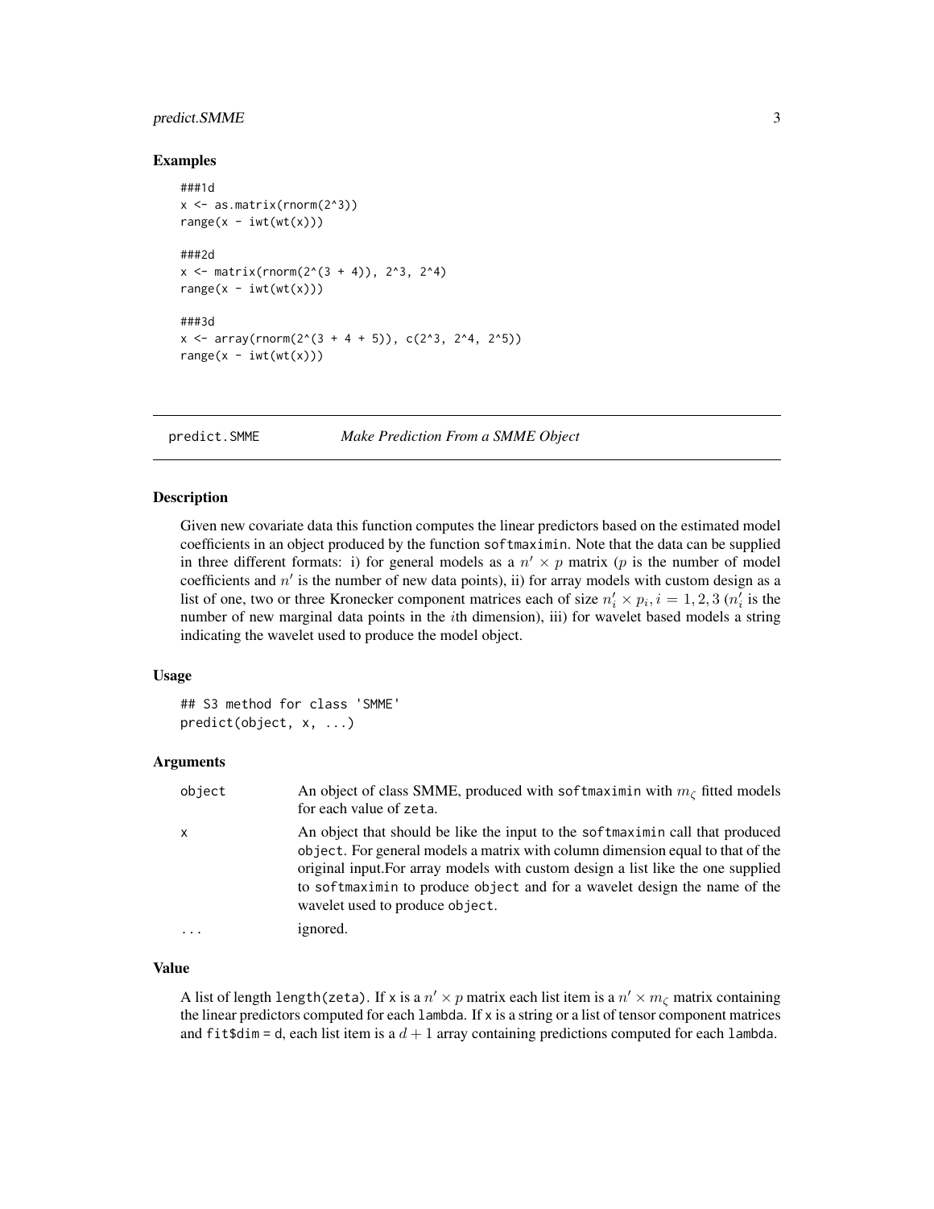### Examples

```
###1d
x <- as.matrix(rnorm(2^3))
range(x - iwt(wt(x)))

###2d
x <- matrix(rnorm(2^(3 + 4)), 2^3, 2^4)
range(x - iwt(wt(x)))

###3d
x <- array(rnorm(2^(3 + 4 + 5)), c(2^3, 2^4, 2^5))
range(x - iwt(wt(x)))
```

---

## predict.SMME *Make Prediction From a SMME Object*

---

### Description

Given new covariate data this function computes the linear predictors based on the estimated model coefficients in an object produced by the function `softmaximin`. Note that the data can be supplied in three different formats: i) for general models as a $n' \times p$ matrix ($p$ is the number of model coefficients and $n'$ is the number of new data points), ii) for array models with custom design as a list of one, two or three Kronecker component matrices each of size $n'_i \times p_i, i = 1, 2, 3$ ($n'_i$ is the number of new marginal data points in the $i$th dimension), iii) for wavelet based models a string indicating the wavelet used to produce the model object.

### Usage

```
## S3 method for class 'SMME'
predict(object, x, ...)
```

### Arguments

| | |
|---|---|
| `object` | An object of class SMME, produced with `softmaximin` with $m_\zeta$ fitted models for each value of `zeta`. |
| `x` | An object that should be like the input to the `softmaximin` call that produced `object`. For general models a matrix with column dimension equal to that of the original input.For array models with custom design a list like the one supplied to `softmaximin` to produce `object` and for a wavelet design the name of the wavelet used to produce `object`. |
| `...` | ignored. |

### Value

A list of length `length(zeta)`. If `x` is a $n' \times p$ matrix each list item is a $n' \times m_\zeta$ matrix containing the linear predictors computed for each `lambda`. If `x` is a string or a list of tensor component matrices and `fit$dim = d`, each list item is a $d + 1$ array containing predictions computed for each `lambda`.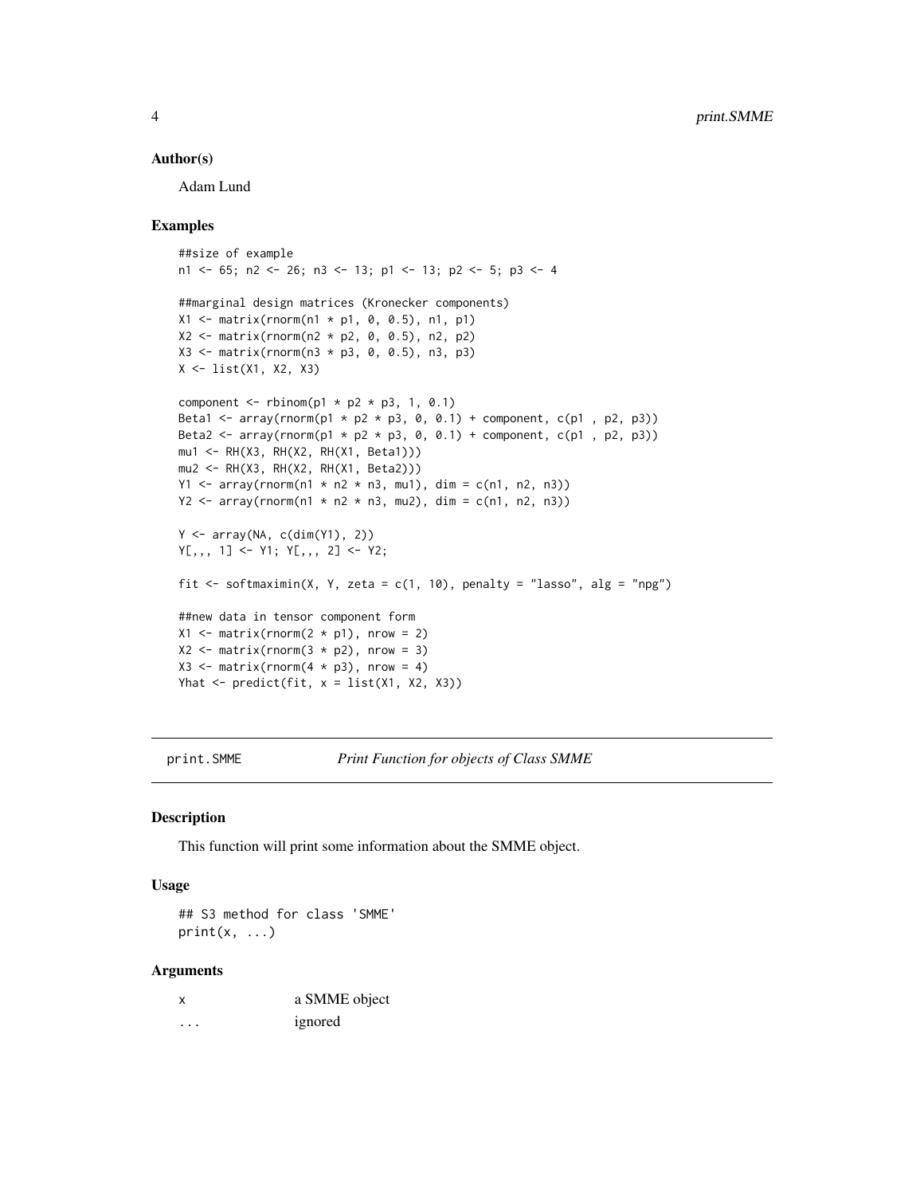### Author(s)

Adam Lund

### Examples

```
##size of example
n1 <- 65; n2 <- 26; n3 <- 13; p1 <- 13; p2 <- 5; p3 <- 4

##marginal design matrices (Kronecker components)
X1 <- matrix(rnorm(n1 * p1, 0, 0.5), n1, p1)
X2 <- matrix(rnorm(n2 * p2, 0, 0.5), n2, p2)
X3 <- matrix(rnorm(n3 * p3, 0, 0.5), n3, p3)
X <- list(X1, X2, X3)

component <- rbinom(p1 * p2 * p3, 1, 0.1)
Beta1 <- array(rnorm(p1 * p2 * p3, 0, 0.1) + component, c(p1 , p2, p3))
Beta2 <- array(rnorm(p1 * p2 * p3, 0, 0.1) + component, c(p1 , p2, p3))
mu1 <- RH(X3, RH(X2, RH(X1, Beta1)))
mu2 <- RH(X3, RH(X2, RH(X1, Beta2)))
Y1 <- array(rnorm(n1 * n2 * n3, mu1), dim = c(n1, n2, n3))
Y2 <- array(rnorm(n1 * n2 * n3, mu2), dim = c(n1, n2, n3))

Y <- array(NA, c(dim(Y1), 2))
Y[,,, 1] <- Y1; Y[,,, 2] <- Y2;

fit <- softmaximin(X, Y, zeta = c(1, 10), penalty = "lasso", alg = "npg")

##new data in tensor component form
X1 <- matrix(rnorm(2 * p1), nrow = 2)
X2 <- matrix(rnorm(3 * p2), nrow = 3)
X3 <- matrix(rnorm(4 * p3), nrow = 4)
Yhat <- predict(fit, x = list(X1, X2, X3))
```

---

## print.SMME — *Print Function for objects of Class SMME*

### Description

This function will print some information about the SMME object.

### Usage

```
## S3 method for class 'SMME'
print(x, ...)
```

### Arguments

| | |
|---|---|
| x | a SMME object |
| ... | ignored |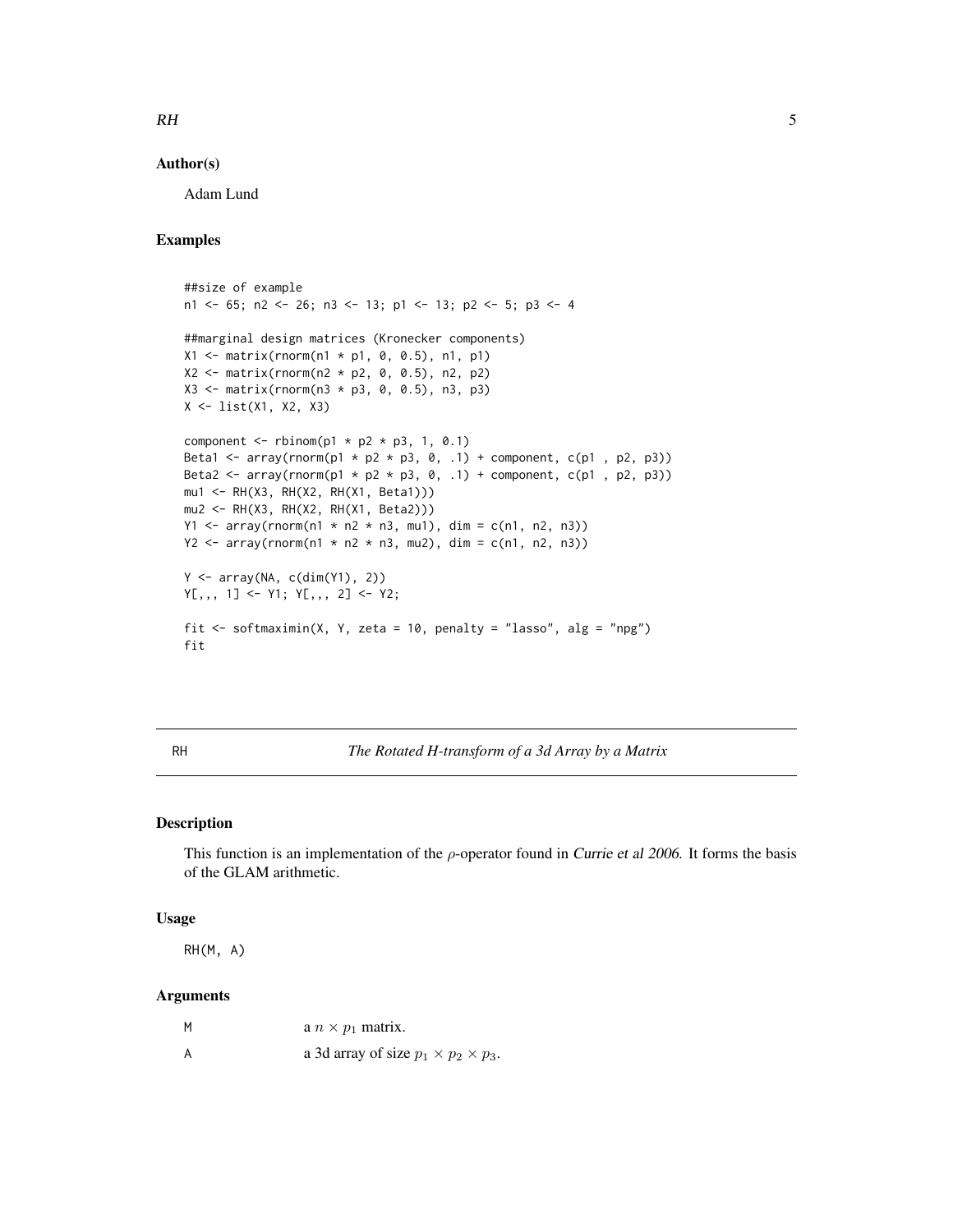## Author(s)

Adam Lund

## Examples

```
##size of example
n1 <- 65; n2 <- 26; n3 <- 13; p1 <- 13; p2 <- 5; p3 <- 4

##marginal design matrices (Kronecker components)
X1 <- matrix(rnorm(n1 * p1, 0, 0.5), n1, p1)
X2 <- matrix(rnorm(n2 * p2, 0, 0.5), n2, p2)
X3 <- matrix(rnorm(n3 * p3, 0, 0.5), n3, p3)
X <- list(X1, X2, X3)

component <- rbinom(p1 * p2 * p3, 1, 0.1)
Beta1 <- array(rnorm(p1 * p2 * p3, 0, .1) + component, c(p1 , p2, p3))
Beta2 <- array(rnorm(p1 * p2 * p3, 0, .1) + component, c(p1 , p2, p3))
mu1 <- RH(X3, RH(X2, RH(X1, Beta1)))
mu2 <- RH(X3, RH(X2, RH(X1, Beta2)))
Y1 <- array(rnorm(n1 * n2 * n3, mu1), dim = c(n1, n2, n3))
Y2 <- array(rnorm(n1 * n2 * n3, mu2), dim = c(n1, n2, n3))

Y <- array(NA, c(dim(Y1), 2))
Y[,,, 1] <- Y1; Y[,,, 2] <- Y2;

fit <- softmaximin(X, Y, zeta = 10, penalty = "lasso", alg = "npg")
fit
```

---

# RH — *The Rotated H-transform of a 3d Array by a Matrix*

## Description

This function is an implementation of the $\rho$-operator found in *Currie et al 2006*. It forms the basis of the GLAM arithmetic.

## Usage

```
RH(M, A)
```

## Arguments

| | |
|---|---|
| M | a $n \times p_1$ matrix. |
| A | a 3d array of size $p_1 \times p_2 \times p_3$. |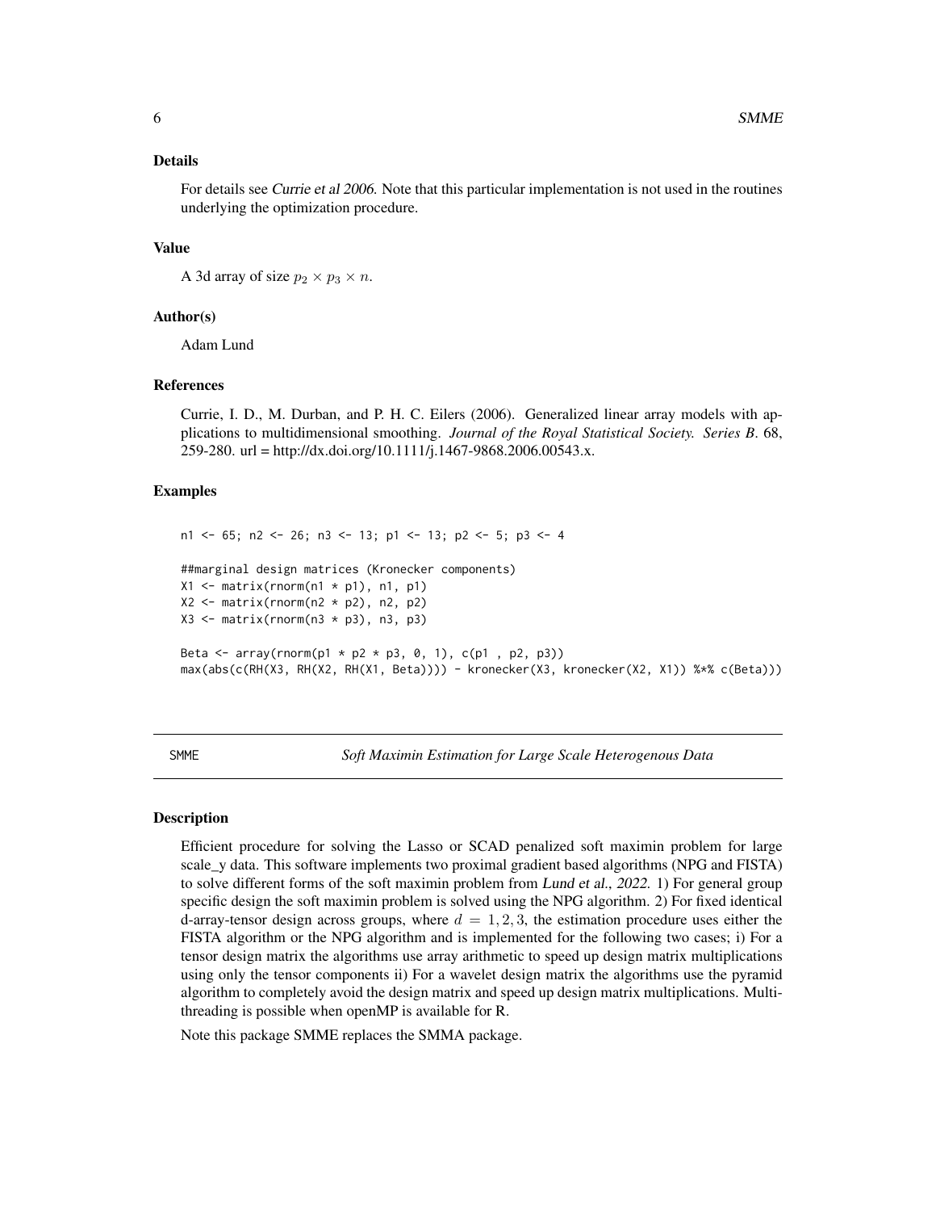### Details

For details see *Currie et al 2006*. Note that this particular implementation is not used in the routines underlying the optimization procedure.

### Value

A 3d array of size $p_2 \times p_3 \times n$.

### Author(s)

Adam Lund

### References

Currie, I. D., M. Durban, and P. H. C. Eilers (2006). Generalized linear array models with applications to multidimensional smoothing. *Journal of the Royal Statistical Society. Series B*. 68, 259-280. url = http://dx.doi.org/10.1111/j.1467-9868.2006.00543.x.

### Examples

```
n1 <- 65; n2 <- 26; n3 <- 13; p1 <- 13; p2 <- 5; p3 <- 4

##marginal design matrices (Kronecker components)
X1 <- matrix(rnorm(n1 * p1), n1, p1)
X2 <- matrix(rnorm(n2 * p2), n2, p2)
X3 <- matrix(rnorm(n3 * p3), n3, p3)

Beta <- array(rnorm(p1 * p2 * p3, 0, 1), c(p1 , p2, p3))
max(abs(c(RH(X3, RH(X2, RH(X1, Beta)))) - kronecker(X3, kronecker(X2, X1)) %*% c(Beta)))
```

---

## SMME — *Soft Maximin Estimation for Large Scale Heterogenous Data*

### Description

Efficient procedure for solving the Lasso or SCAD penalized soft maximin problem for large scale_y data. This software implements two proximal gradient based algorithms (NPG and FISTA) to solve different forms of the soft maximin problem from *Lund et al., 2022*. 1) For general group specific design the soft maximin problem is solved using the NPG algorithm. 2) For fixed identical d-array-tensor design across groups, where $d = 1, 2, 3$, the estimation procedure uses either the FISTA algorithm or the NPG algorithm and is implemented for the following two cases; i) For a tensor design matrix the algorithms use array arithmetic to speed up design matrix multiplications using only the tensor components ii) For a wavelet design matrix the algorithms use the pyramid algorithm to completely avoid the design matrix and speed up design matrix multiplications. Multi-threading is possible when openMP is available for R.

Note this package SMME replaces the SMMA package.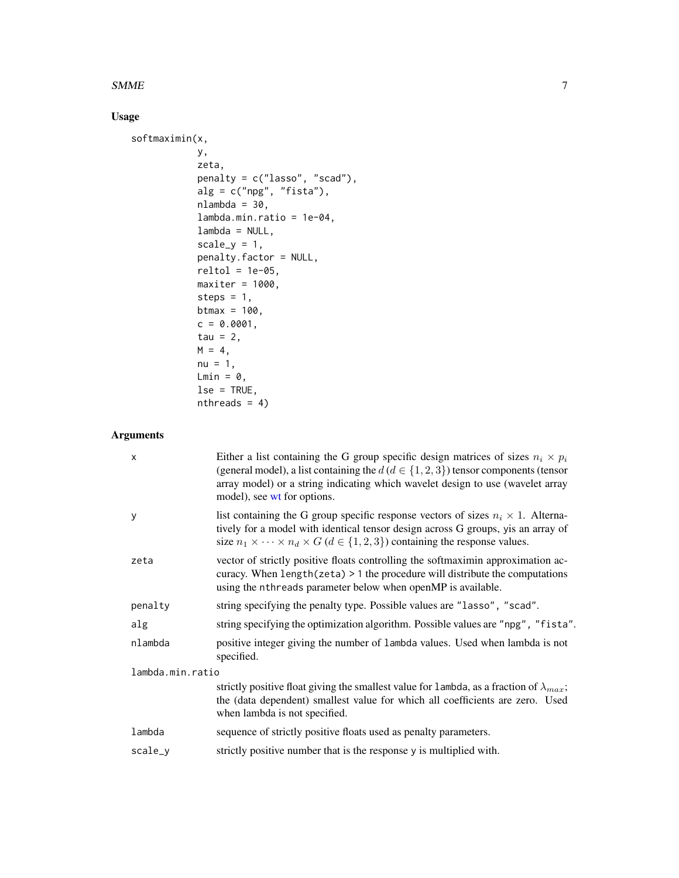## Usage

```
softmaximin(x,
            y,
            zeta,
            penalty = c("lasso", "scad"),
            alg = c("npg", "fista"),
            nlambda = 30,
            lambda.min.ratio = 1e-04,
            lambda = NULL,
            scale_y = 1,
            penalty.factor = NULL,
            reltol = 1e-05,
            maxiter = 1000,
            steps = 1,
            btmax = 100,
            c = 0.0001,
            tau = 2,
            M = 4,
            nu = 1,
            Lmin = 0,
            lse = TRUE,
            nthreads = 4)
```

## Arguments

| | |
|---|---|
| x | Either a list containing the G group specific design matrices of sizes $n_i \times p_i$ (general model), a list containing the $d$ ($d \in \{1, 2, 3\}$) tensor components (tensor array model) or a string indicating which wavelet design to use (wavelet array model), see wt for options. |
| y | list containing the G group specific response vectors of sizes $n_i \times 1$. Alternatively for a model with identical tensor design across G groups, yis an array of size $n_1 \times \cdots \times n_d \times G$ ($d \in \{1, 2, 3\}$) containing the response values. |
| zeta | vector of strictly positive floats controlling the softmaximin approximation accuracy. When `length(zeta) > 1` the procedure will distribute the computations using the `nthreads` parameter below when openMP is available. |
| penalty | string specifying the penalty type. Possible values are `"lasso"`, `"scad"`. |
| alg | string specifying the optimization algorithm. Possible values are `"npg"`, `"fista"`. |
| nlambda | positive integer giving the number of `lambda` values. Used when lambda is not specified. |
| lambda.min.ratio | strictly positive float giving the smallest value for `lambda`, as a fraction of $\lambda_{max}$; the (data dependent) smallest value for which all coefficients are zero. Used when lambda is not specified. |
| lambda | sequence of strictly positive floats used as penalty parameters. |
| scale_y | strictly positive number that is the response `y` is multiplied with. |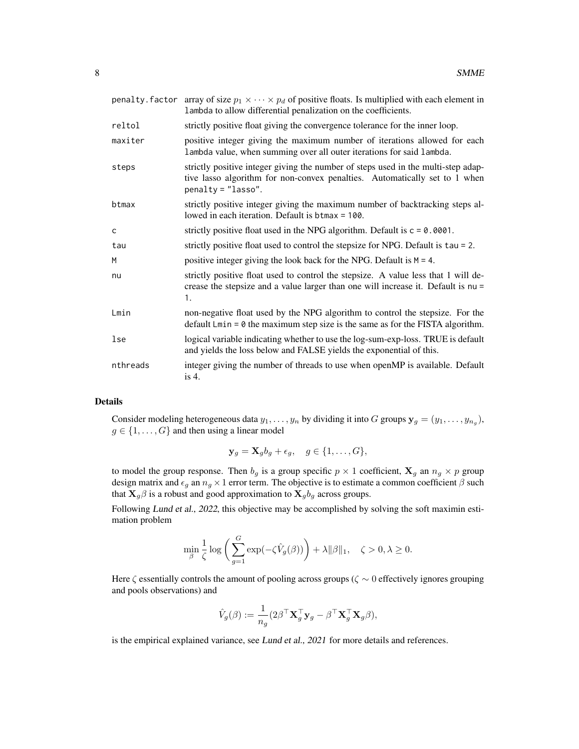| | |
|---|---|
| `penalty.factor` | array of size $p_1 \times \cdots \times p_d$ of positive floats. Is multiplied with each element in `lambda` to allow differential penalization on the coefficients. |
| `reltol` | strictly positive float giving the convergence tolerance for the inner loop. |
| `maxiter` | positive integer giving the maximum number of iterations allowed for each `lambda` value, when summing over all outer iterations for said `lambda`. |
| `steps` | strictly positive integer giving the number of steps used in the multi-step adaptive lasso algorithm for non-convex penalties. Automatically set to 1 when `penalty = "lasso"`. |
| `btmax` | strictly positive integer giving the maximum number of backtracking steps allowed in each iteration. Default is `btmax = 100`. |
| `c` | strictly positive float used in the NPG algorithm. Default is `c = 0.0001`. |
| `tau` | strictly positive float used to control the stepsize for NPG. Default is `tau = 2`. |
| `M` | positive integer giving the look back for the NPG. Default is `M = 4`. |
| `nu` | strictly positive float used to control the stepsize. A value less that 1 will decrease the stepsize and a value larger than one will increase it. Default is `nu = 1`. |
| `Lmin` | non-negative float used by the NPG algorithm to control the stepsize. For the default `Lmin = 0` the maximum step size is the same as for the FISTA algorithm. |
| `lse` | logical variable indicating whether to use the log-sum-exp-loss. TRUE is default and yields the loss below and FALSE yields the exponential of this. |
| `nthreads` | integer giving the number of threads to use when openMP is available. Default is 4. |

## Details

Consider modeling heterogeneous data $y_1, \ldots, y_n$ by dividing it into $G$ groups $\mathbf{y}_g = (y_1, \ldots, y_{n_g})$, $g \in \{1, \ldots, G\}$ and then using a linear model

$$\mathbf{y}_g = \mathbf{X}_g b_g + \epsilon_g, \quad g \in \{1, \ldots, G\},$$

to model the group response. Then $b_g$ is a group specific $p \times 1$ coefficient, $\mathbf{X}_g$ an $n_g \times p$ group design matrix and $\epsilon_g$ an $n_g \times 1$ error term. The objective is to estimate a common coefficient $\beta$ such that $\mathbf{X}_g \beta$ is a robust and good approximation to $\mathbf{X}_g b_g$ across groups.

Following *Lund et al., 2022*, this objective may be accomplished by solving the soft maximin estimation problem

$$\min_{\beta} \frac{1}{\zeta} \log\left(\sum_{g=1}^{G} \exp(-\zeta \hat{V}_g(\beta))\right) + \lambda \|\beta\|_1, \quad \zeta > 0, \lambda \geq 0.$$

Here $\zeta$ essentially controls the amount of pooling across groups ($\zeta \sim 0$ effectively ignores grouping and pools observations) and

$$\hat{V}_g(\beta) := \frac{1}{n_g}(2\beta^\top \mathbf{X}_g^\top \mathbf{y}_g - \beta^\top \mathbf{X}_g^\top \mathbf{X}_g \beta),$$

is the empirical explained variance, see *Lund et al., 2021* for more details and references.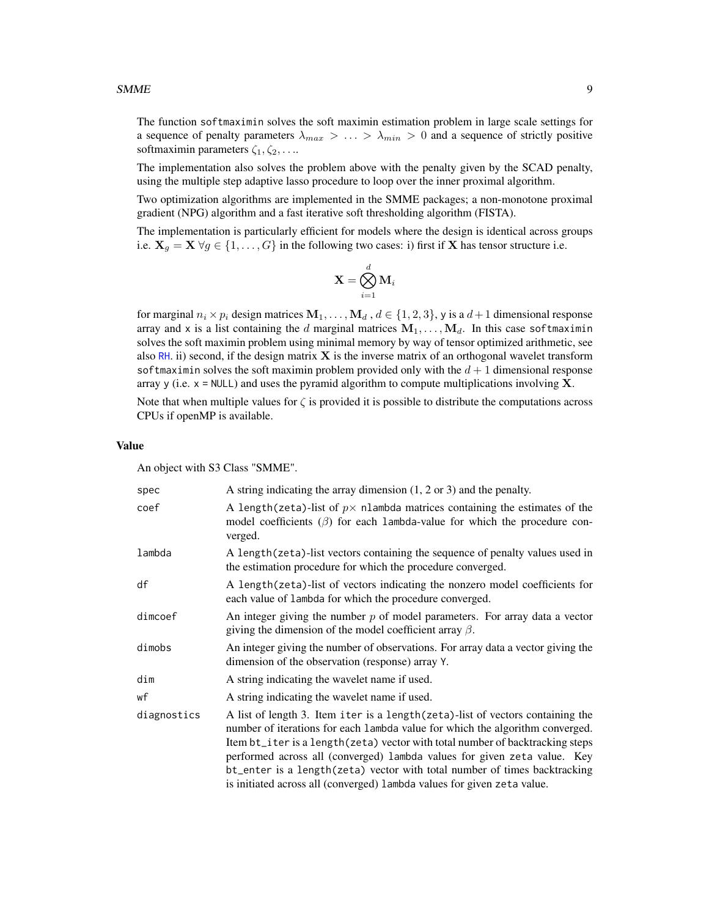The function `softmaximin` solves the soft maximin estimation problem in large scale settings for a sequence of penalty parameters $\lambda_{max} > \ldots > \lambda_{min} > 0$ and a sequence of strictly positive softmaximin parameters $\zeta_1, \zeta_2, \ldots$.

The implementation also solves the problem above with the penalty given by the SCAD penalty, using the multiple step adaptive lasso procedure to loop over the inner proximal algorithm.

Two optimization algorithms are implemented in the SMME packages; a non-monotone proximal gradient (NPG) algorithm and a fast iterative soft thresholding algorithm (FISTA).

The implementation is particularly efficient for models where the design is identical across groups i.e. $\mathbf{X}_g = \mathbf{X} \; \forall g \in \{1, \ldots, G\}$ in the following two cases: i) first if $\mathbf{X}$ has tensor structure i.e.

$$\mathbf{X} = \bigotimes_{i=1}^{d} \mathbf{M}_i$$

for marginal $n_i \times p_i$ design matrices $\mathbf{M}_1, \ldots, \mathbf{M}_d$ , $d \in \{1, 2, 3\}$, `y` is a $d+1$ dimensional response array and `x` is a list containing the $d$ marginal matrices $\mathbf{M}_1, \ldots, \mathbf{M}_d$. In this case `softmaximin` solves the soft maximin problem using minimal memory by way of tensor optimized arithmetic, see also RH. ii) second, if the design matrix $\mathbf{X}$ is the inverse matrix of an orthogonal wavelet transform `softmaximin` solves the soft maximin problem provided only with the $d+1$ dimensional response array `y` (i.e. `x = NULL`) and uses the pyramid algorithm to compute multiplications involving $\mathbf{X}$.

Note that when multiple values for $\zeta$ is provided it is possible to distribute the computations across CPUs if openMP is available.

### Value

An object with S3 Class "SMME".

| | |
|---|---|
| `spec` | A string indicating the array dimension (1, 2 or 3) and the penalty. |
| `coef` | A `length(zeta)`-list of $p\times$ `nlambda` matrices containing the estimates of the model coefficients ($\beta$) for each `lambda`-value for which the procedure converged. |
| `lambda` | A `length(zeta)`-list vectors containing the sequence of penalty values used in the estimation procedure for which the procedure converged. |
| `df` | A `length(zeta)`-list of vectors indicating the nonzero model coefficients for each value of `lambda` for which the procedure converged. |
| `dimcoef` | An integer giving the number $p$ of model parameters. For array data a vector giving the dimension of the model coefficient array $\beta$. |
| `dimobs` | An integer giving the number of observations. For array data a vector giving the dimension of the observation (response) array `Y`. |
| `dim` | A string indicating the wavelet name if used. |
| `wf` | A string indicating the wavelet name if used. |
| `diagnostics` | A list of length 3. Item `iter` is a `length(zeta)`-list of vectors containing the number of iterations for each `lambda` value for which the algorithm converged. Item `bt_iter` is a `length(zeta)` vector with total number of backtracking steps performed across all (converged) `lambda` values for given `zeta` value. Key `bt_enter` is a `length(zeta)` vector with total number of times backtracking is initiated across all (converged) `lambda` values for given `zeta` value. |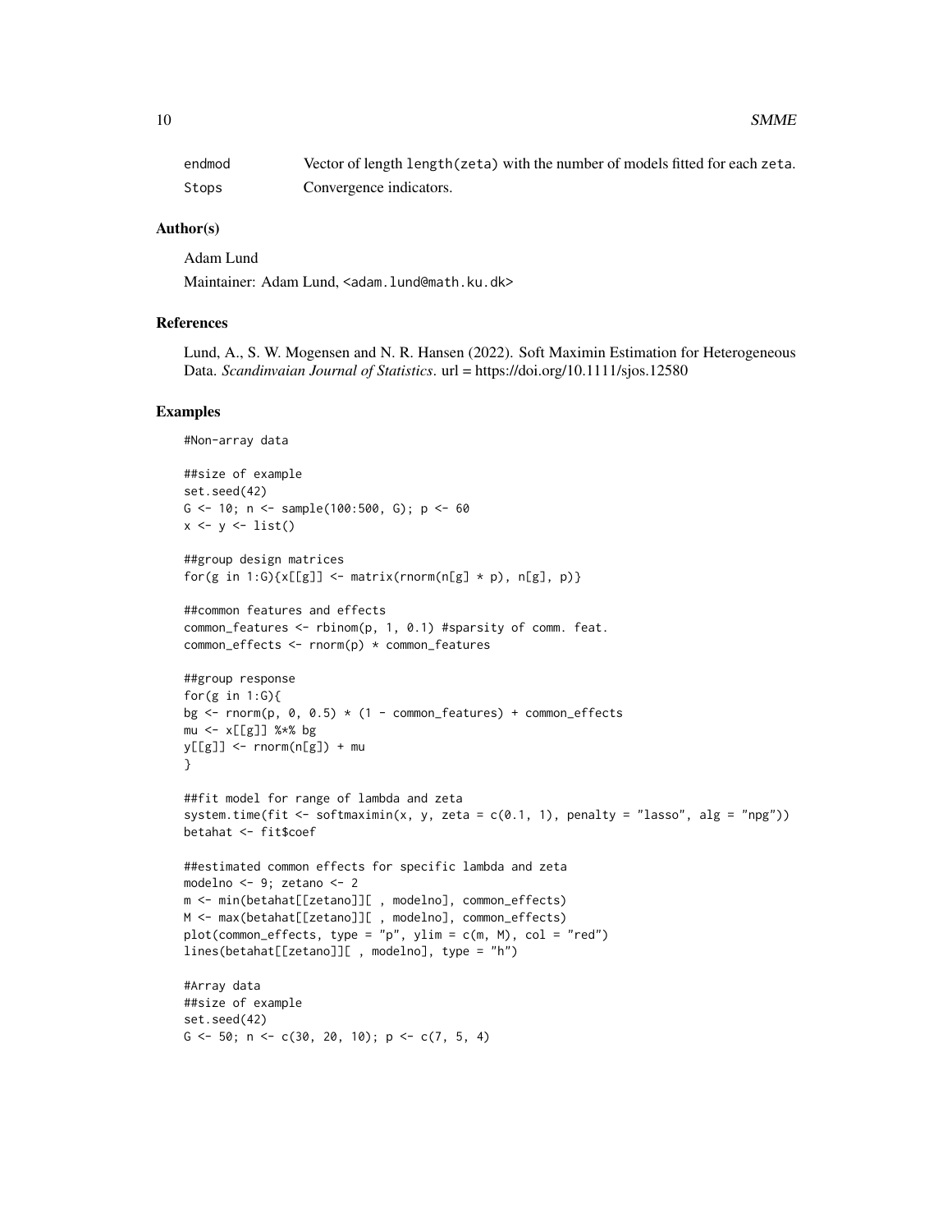| | |
|---|---|
| endmod | Vector of length length(zeta) with the number of models fitted for each zeta. |
| Stops | Convergence indicators. |

### Author(s)

Adam Lund

Maintainer: Adam Lund, <adam.lund@math.ku.dk>

### References

Lund, A., S. W. Mogensen and N. R. Hansen (2022). Soft Maximin Estimation for Heterogeneous Data. *Scandinvaian Journal of Statistics*. url = https://doi.org/10.1111/sjos.12580

### Examples

```
#Non-array data

##size of example
set.seed(42)
G <- 10; n <- sample(100:500, G); p <- 60
x <- y <- list()

##group design matrices
for(g in 1:G){x[[g]] <- matrix(rnorm(n[g] * p), n[g], p)}

##common features and effects
common_features <- rbinom(p, 1, 0.1) #sparsity of comm. feat.
common_effects <- rnorm(p) * common_features

##group response
for(g in 1:G){
bg <- rnorm(p, 0, 0.5) * (1 - common_features) + common_effects
mu <- x[[g]] %*% bg
y[[g]] <- rnorm(n[g]) + mu
}

##fit model for range of lambda and zeta
system.time(fit <- softmaximin(x, y, zeta = c(0.1, 1), penalty = "lasso", alg = "npg"))
betahat <- fit$coef

##estimated common effects for specific lambda and zeta
modelno <- 9; zetano <- 2
m <- min(betahat[[zetano]][ , modelno], common_effects)
M <- max(betahat[[zetano]][ , modelno], common_effects)
plot(common_effects, type = "p", ylim = c(m, M), col = "red")
lines(betahat[[zetano]][ , modelno], type = "h")

#Array data
##size of example
set.seed(42)
G <- 50; n <- c(30, 20, 10); p <- c(7, 5, 4)
```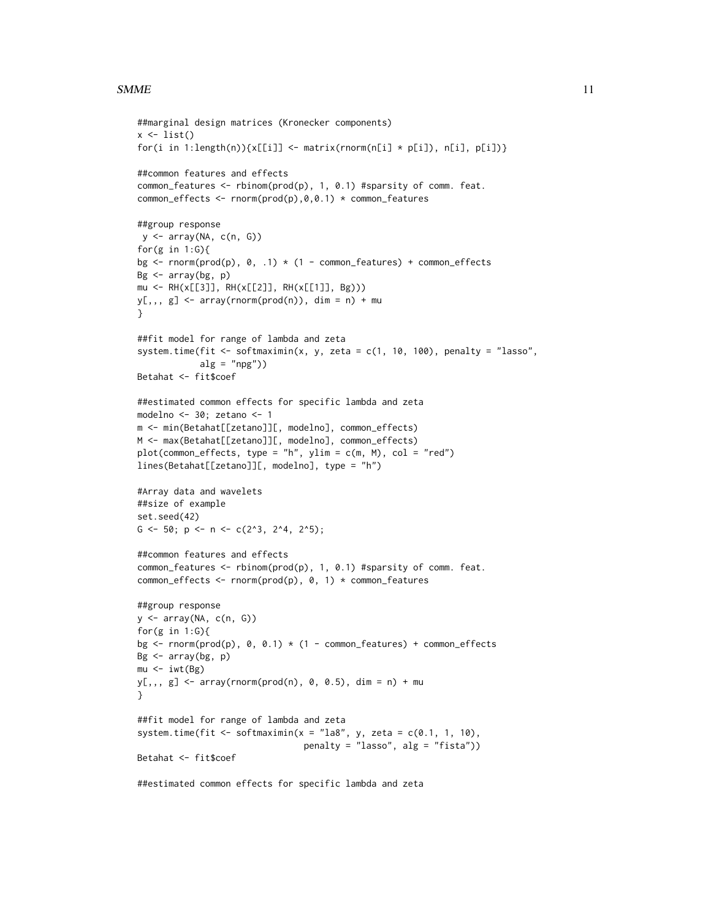```
##marginal design matrices (Kronecker components)
x <- list()
for(i in 1:length(n)){x[[i]] <- matrix(rnorm(n[i] * p[i]), n[i], p[i])}

##common features and effects
common_features <- rbinom(prod(p), 1, 0.1) #sparsity of comm. feat.
common_effects <- rnorm(prod(p),0,0.1) * common_features

##group response
 y <- array(NA, c(n, G))
for(g in 1:G){
bg <- rnorm(prod(p), 0, .1) * (1 - common_features) + common_effects
Bg <- array(bg, p)
mu <- RH(x[[3]], RH(x[[2]], RH(x[[1]], Bg)))
y[,,, g] <- array(rnorm(prod(n)), dim = n) + mu
}

##fit model for range of lambda and zeta
system.time(fit <- softmaximin(x, y, zeta = c(1, 10, 100), penalty = "lasso",
            alg = "npg"))
Betahat <- fit$coef

##estimated common effects for specific lambda and zeta
modelno <- 30; zetano <- 1
m <- min(Betahat[[zetano]][, modelno], common_effects)
M <- max(Betahat[[zetano]][, modelno], common_effects)
plot(common_effects, type = "h", ylim = c(m, M), col = "red")
lines(Betahat[[zetano]][, modelno], type = "h")

#Array data and wavelets
##size of example
set.seed(42)
G <- 50; p <- n <- c(2^3, 2^4, 2^5);

##common features and effects
common_features <- rbinom(prod(p), 1, 0.1) #sparsity of comm. feat.
common_effects <- rnorm(prod(p), 0, 1) * common_features

##group response
y <- array(NA, c(n, G))
for(g in 1:G){
bg <- rnorm(prod(p), 0, 0.1) * (1 - common_features) + common_effects
Bg <- array(bg, p)
mu <- iwt(Bg)
y[,,, g] <- array(rnorm(prod(n), 0, 0.5), dim = n) + mu
}

##fit model for range of lambda and zeta
system.time(fit <- softmaximin(x = "la8", y, zeta = c(0.1, 1, 10),
                               penalty = "lasso", alg = "fista"))
Betahat <- fit$coef

##estimated common effects for specific lambda and zeta
```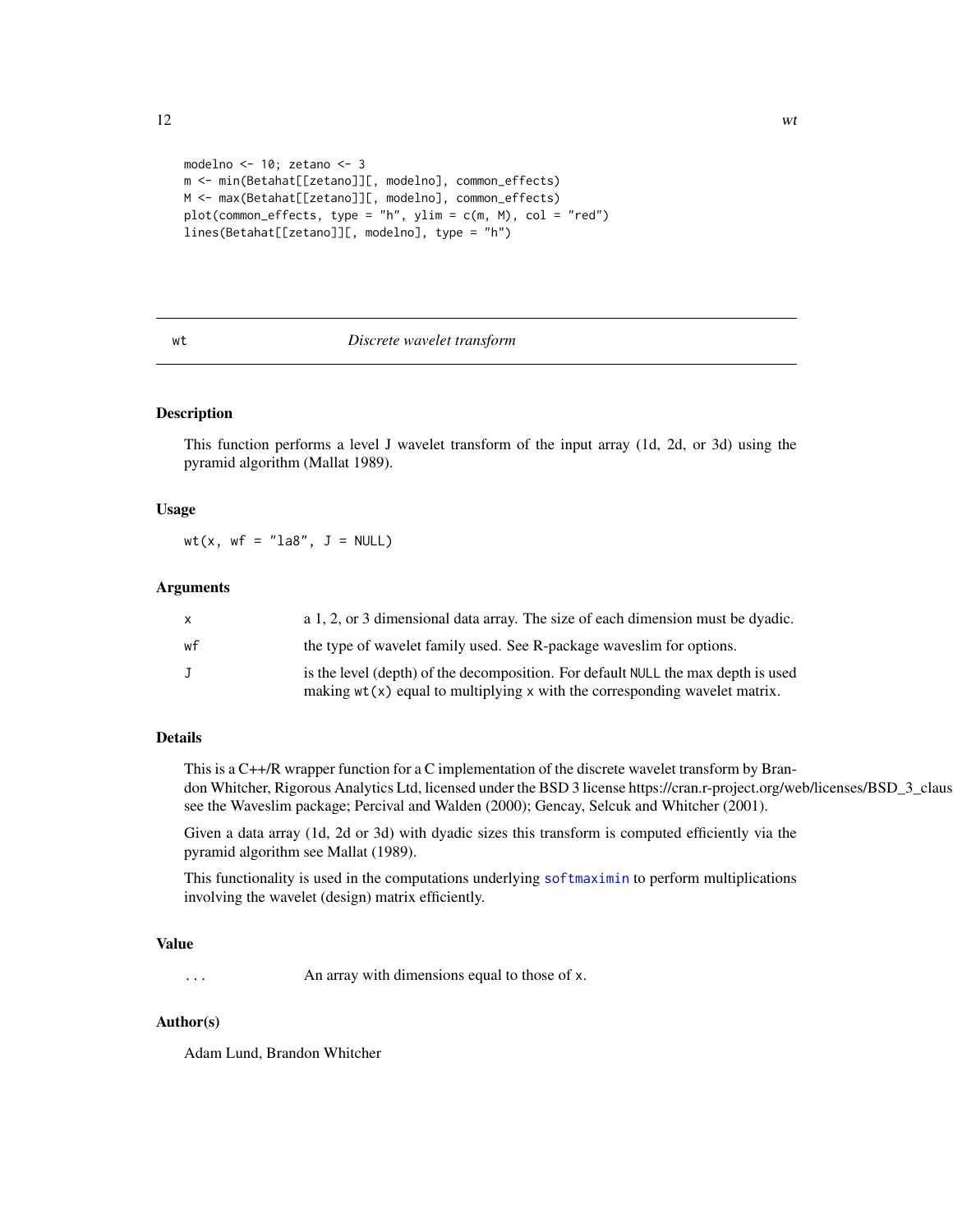```
modelno <- 10; zetano <- 3
m <- min(Betahat[[zetano]][, modelno], common_effects)
M <- max(Betahat[[zetano]][, modelno], common_effects)
plot(common_effects, type = "h", ylim = c(m, M), col = "red")
lines(Betahat[[zetano]][, modelno], type = "h")
```

---

## wt — *Discrete wavelet transform*

---

### Description

This function performs a level J wavelet transform of the input array (1d, 2d, or 3d) using the pyramid algorithm (Mallat 1989).

### Usage

```
wt(x, wf = "la8", J = NULL)
```

### Arguments

| | |
|---|---|
| `x` | a 1, 2, or 3 dimensional data array. The size of each dimension must be dyadic. |
| `wf` | the type of wavelet family used. See R-package waveslim for options. |
| `J` | is the level (depth) of the decomposition. For default `NULL` the max depth is used making `wt(x)` equal to multiplying `x` with the corresponding wavelet matrix. |

### Details

This is a C++/R wrapper function for a C implementation of the discrete wavelet transform by Brandon Whitcher, Rigorous Analytics Ltd, licensed under the BSD 3 license https://cran.r-project.org/web/licenses/BSD_3_claus see the Waveslim package; Percival and Walden (2000); Gencay, Selcuk and Whitcher (2001).

Given a data array (1d, 2d or 3d) with dyadic sizes this transform is computed efficiently via the pyramid algorithm see Mallat (1989).

This functionality is used in the computations underlying `softmaximin` to perform multiplications involving the wavelet (design) matrix efficiently.

### Value

| | |
|---|---|
| `...` | An array with dimensions equal to those of `x`. |

### Author(s)

Adam Lund, Brandon Whitcher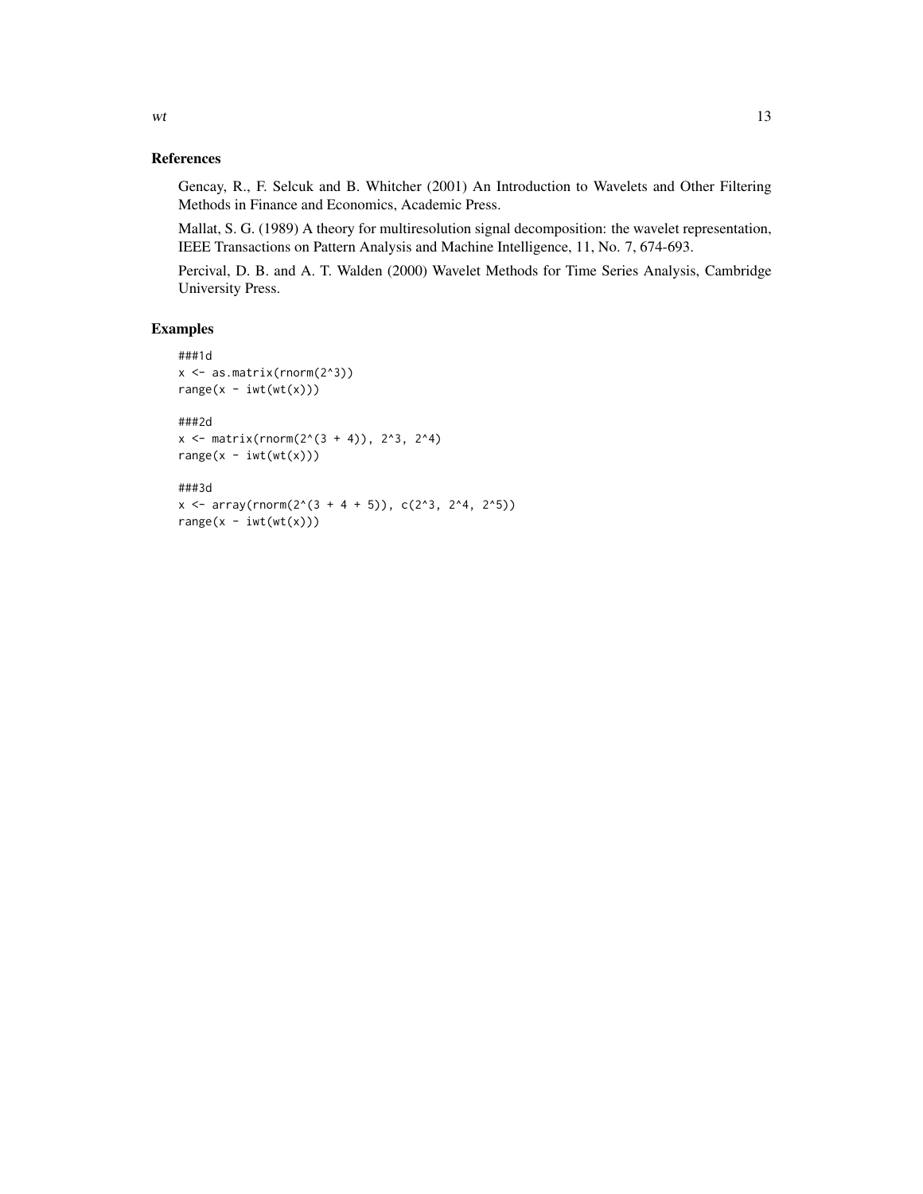## References

Gencay, R., F. Selcuk and B. Whitcher (2001) An Introduction to Wavelets and Other Filtering Methods in Finance and Economics, Academic Press.

Mallat, S. G. (1989) A theory for multiresolution signal decomposition: the wavelet representation, IEEE Transactions on Pattern Analysis and Machine Intelligence, 11, No. 7, 674-693.

Percival, D. B. and A. T. Walden (2000) Wavelet Methods for Time Series Analysis, Cambridge University Press.

## Examples

```
###1d
x <- as.matrix(rnorm(2^3))
range(x - iwt(wt(x)))

###2d
x <- matrix(rnorm(2^(3 + 4)), 2^3, 2^4)
range(x - iwt(wt(x)))

###3d
x <- array(rnorm(2^(3 + 4 + 5)), c(2^3, 2^4, 2^5))
range(x - iwt(wt(x)))
```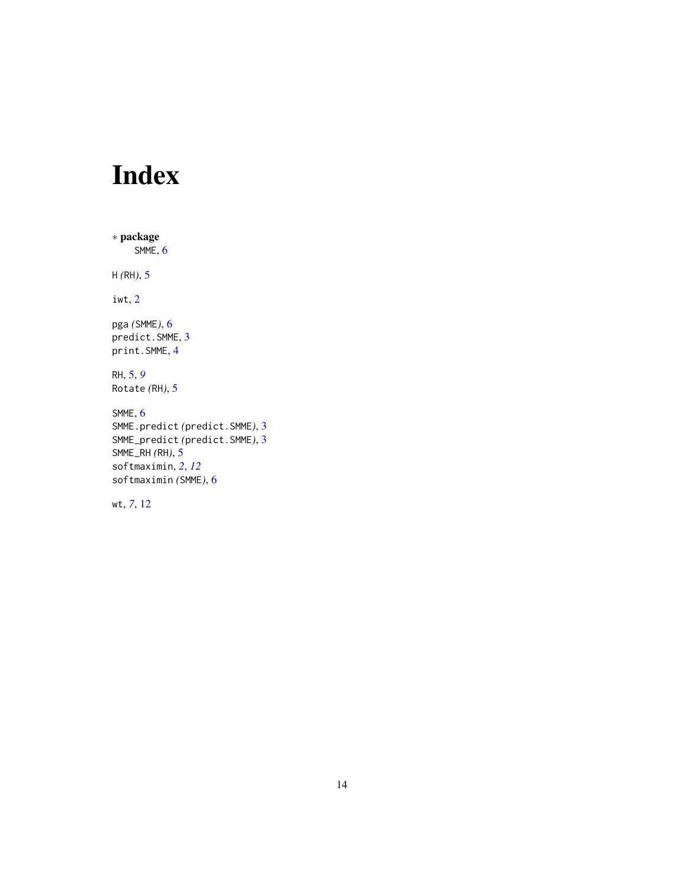# Index

∗ **package**
  SMME, 6

H *(RH)*, 5

iwt, 2

pga *(SMME)*, 6
predict.SMME, 3
print.SMME, 4

RH, 5, *9*
Rotate *(RH)*, 5

SMME, 6
SMME.predict *(predict.SMME)*, 3
SMME_predict *(predict.SMME)*, 3
SMME_RH *(RH)*, 5
softmaximin, *2*, *12*
softmaximin *(SMME)*, 6

wt, *7*, 12